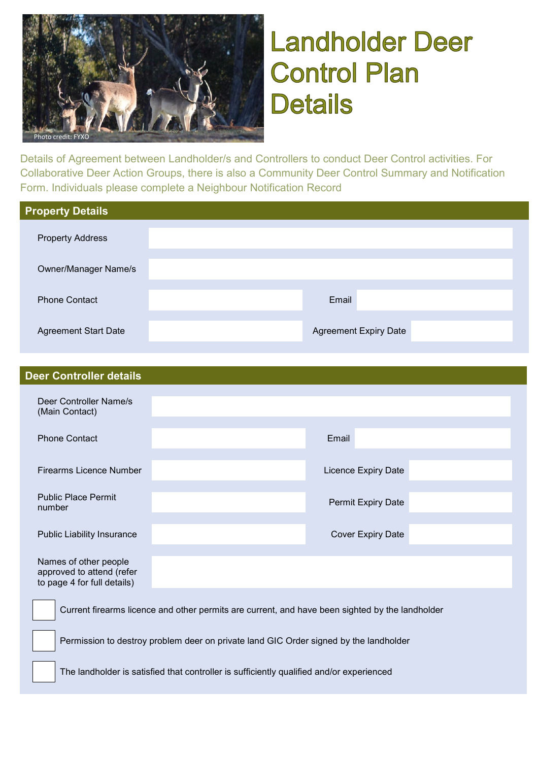Photo credit: FYXO

# Landholder Deer Control Plan Details

Details of Agreement between Landholder/s and Controllers to conduct Deer Control activities. For Collaborative Deer Action Groups, there is also a Community Deer Control Summary and Notification Form. Individuals please complete a Neighbour Notification Record

## Property Details

| | | | |
|---|---|---|---|
| Property Address | | | |
| Owner/Manager Name/s | | | |
| Phone Contact | | Email | |
| Agreement Start Date | | Agreement Expiry Date | |

## Deer Controller details

| | | | |
|---|---|---|---|
| Deer Controller Name/s (Main Contact) | | | |
| Phone Contact | | Email | |
| Firearms Licence Number | | Licence Expiry Date | |
| Public Place Permit number | | Permit Expiry Date | |
| Public Liability Insurance | | Cover Expiry Date | |
| Names of other people approved to attend (refer to page 4 for full details) | | | |

- ☐ Current firearms licence and other permits are current, and have been sighted by the landholder
- ☐ Permission to destroy problem deer on private land GIC Order signed by the landholder
- ☐ The landholder is satisfied that controller is sufficiently qualified and/or experienced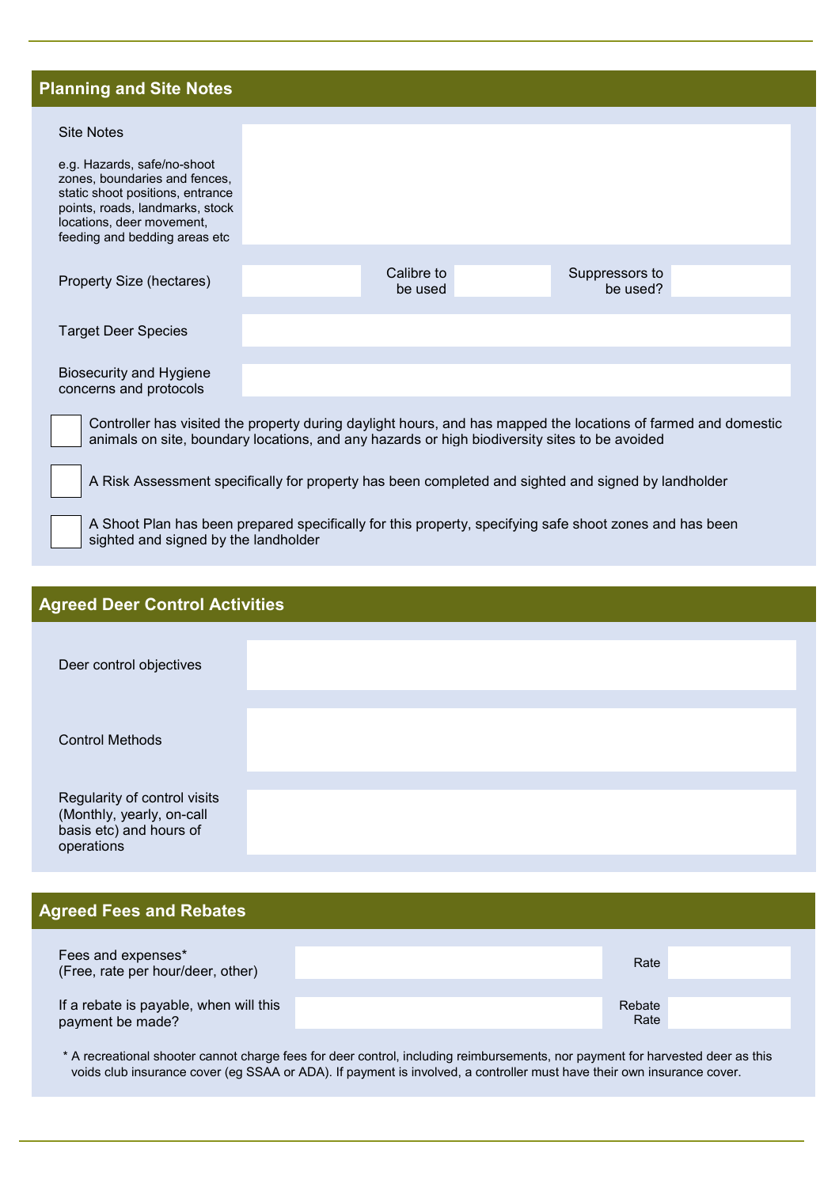## Planning and Site Notes

| | |
|---|---|
| Site Notes<br><br>e.g. Hazards, safe/no-shoot zones, boundaries and fences, static shoot positions, entrance points, roads, landmarks, stock locations, deer movement, feeding and bedding areas etc | |

| | | | | | |
|---|---|---|---|---|---|
| Property Size (hectares) | | Calibre to be used | | Suppressors to be used? | |

| | |
|---|---|
| Target Deer Species | |
| Biosecurity and Hygiene concerns and protocols | |

- [ ] Controller has visited the property during daylight hours, and has mapped the locations of farmed and domestic animals on site, boundary locations, and any hazards or high biodiversity sites to be avoided
- [ ] A Risk Assessment specifically for property has been completed and sighted and signed by landholder
- [ ] A Shoot Plan has been prepared specifically for this property, specifying safe shoot zones and has been sighted and signed by the landholder

## Agreed Deer Control Activities

| | |
|---|---|
| Deer control objectives | |
| Control Methods | |
| Regularity of control visits (Monthly, yearly, on-call basis etc) and hours of operations | |

## Agreed Fees and Rebates

| | | | |
|---|---|---|---|
| Fees and expenses*<br>(Free, rate per hour/deer, other) | | Rate | |
| If a rebate is payable, when will this payment be made? | | Rebate Rate | |

* A recreational shooter cannot charge fees for deer control, including reimbursements, nor payment for harvested deer as this voids club insurance cover (eg SSAA or ADA). If payment is involved, a controller must have their own insurance cover.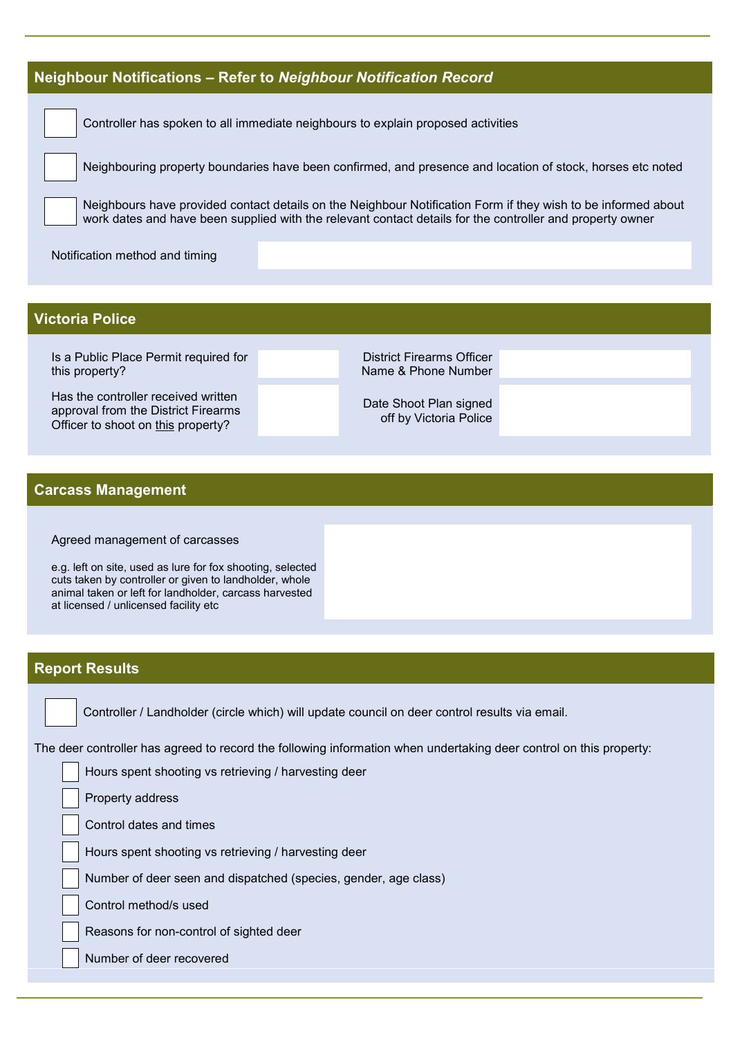## Neighbour Notifications – Refer to *Neighbour Notification Record*

- [ ] Controller has spoken to all immediate neighbours to explain proposed activities
- [ ] Neighbouring property boundaries have been confirmed, and presence and location of stock, horses etc noted
- [ ] Neighbours have provided contact details on the Neighbour Notification Form if they wish to be informed about work dates and have been supplied with the relevant contact details for the controller and property owner

| Notification method and timing | |
|---|---|

## Victoria Police

| | | | |
|---|---|---|---|
| Is a Public Place Permit required for this property? | | District Firearms Officer Name & Phone Number | |
| Has the controller received written approval from the District Firearms Officer to shoot on this property? | | Date Shoot Plan signed off by Victoria Police | |

## Carcass Management

| Agreed management of carcasses<br><br>e.g. left on site, used as lure for fox shooting, selected cuts taken by controller or given to landholder, whole animal taken or left for landholder, carcass harvested at licensed / unlicensed facility etc | |
|---|---|

## Report Results

- [ ] Controller / Landholder (circle which) will update council on deer control results via email.

The deer controller has agreed to record the following information when undertaking deer control on this property:

- [ ] Hours spent shooting vs retrieving / harvesting deer
- [ ] Property address
- [ ] Control dates and times
- [ ] Hours spent shooting vs retrieving / harvesting deer
- [ ] Number of deer seen and dispatched (species, gender, age class)
- [ ] Control method/s used
- [ ] Reasons for non-control of sighted deer
- [ ] Number of deer recovered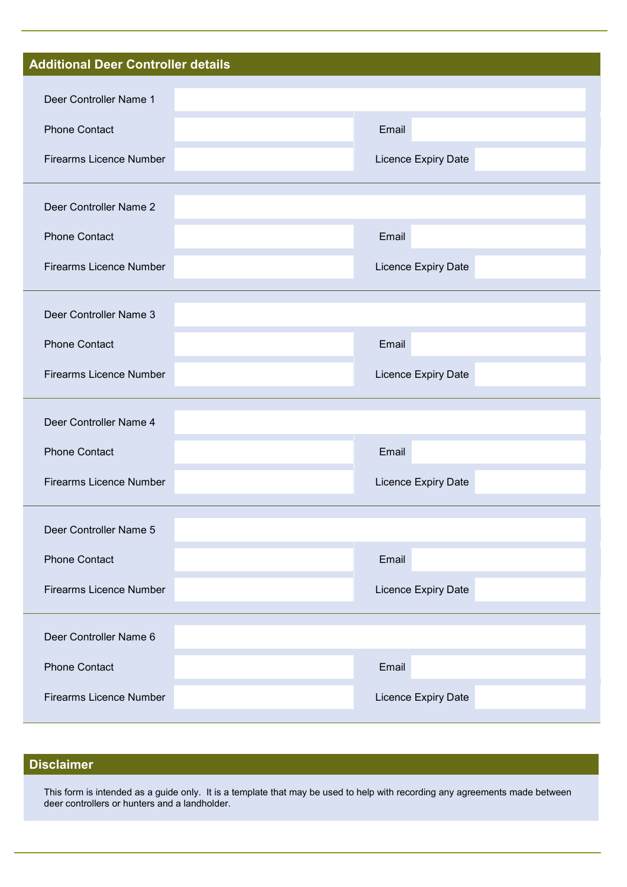## Additional Deer Controller details

| | | | |
|---|---|---|---|
| Deer Controller Name 1 | | | |
| Phone Contact | | Email | |
| Firearms Licence Number | | Licence Expiry Date | |

| | | | |
|---|---|---|---|
| Deer Controller Name 2 | | | |
| Phone Contact | | Email | |
| Firearms Licence Number | | Licence Expiry Date | |

| | | | |
|---|---|---|---|
| Deer Controller Name 3 | | | |
| Phone Contact | | Email | |
| Firearms Licence Number | | Licence Expiry Date | |

| | | | |
|---|---|---|---|
| Deer Controller Name 4 | | | |
| Phone Contact | | Email | |
| Firearms Licence Number | | Licence Expiry Date | |

| | | | |
|---|---|---|---|
| Deer Controller Name 5 | | | |
| Phone Contact | | Email | |
| Firearms Licence Number | | Licence Expiry Date | |

| | | | |
|---|---|---|---|
| Deer Controller Name 6 | | | |
| Phone Contact | | Email | |
| Firearms Licence Number | | Licence Expiry Date | |

## Disclaimer

This form is intended as a guide only. It is a template that may be used to help with recording any agreements made between deer controllers or hunters and a landholder.